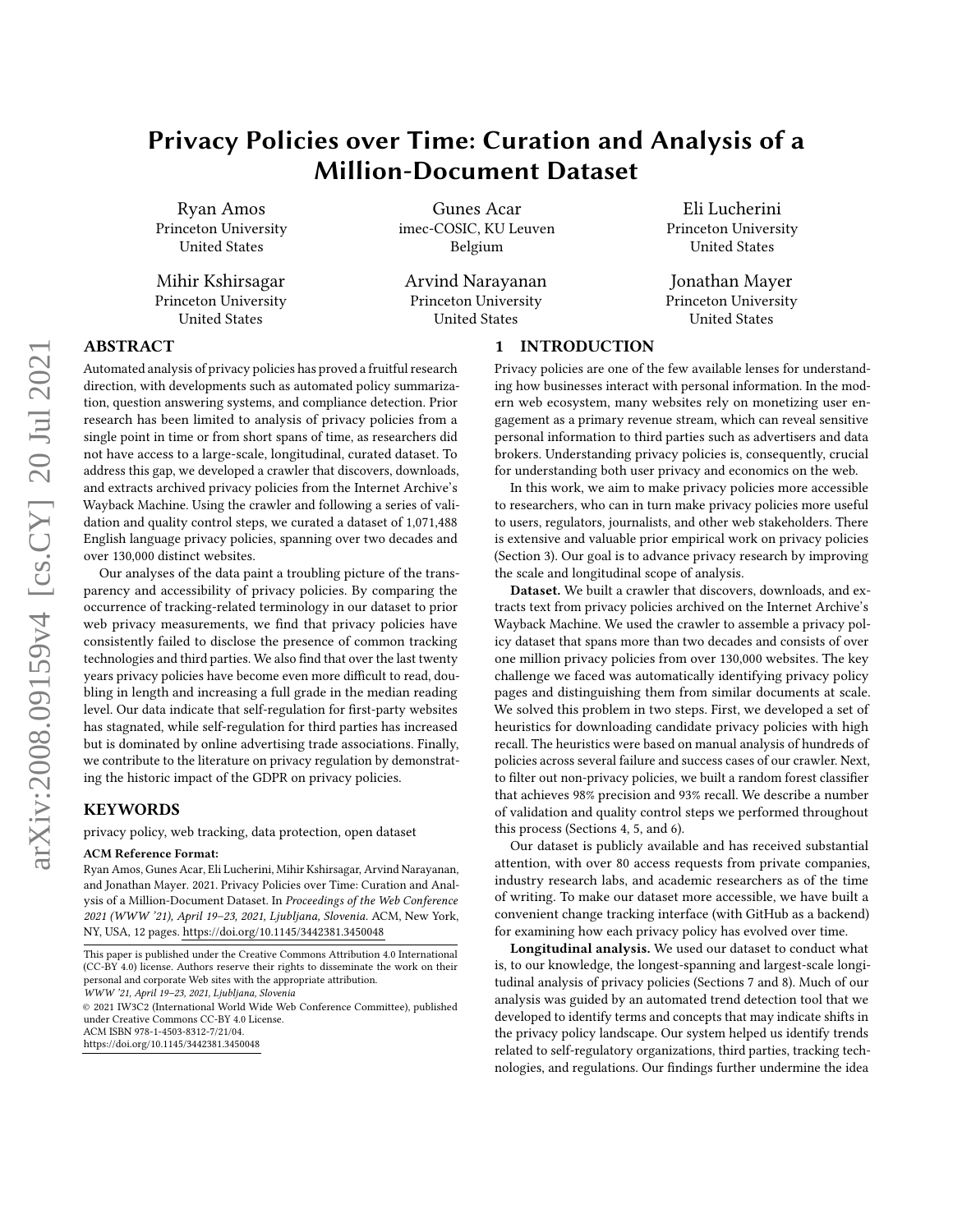# Privacy Policies over Time: Curation and Analysis of a Million-Document Dataset

Ryan Amos
Princeton University
United States

Gunes Acar
imec-COSIC, KU Leuven
Belgium

Eli Lucherini
Princeton University
United States

Mihir Kshirsagar
Princeton University
United States

Arvind Narayanan
Princeton University
United States

Jonathan Mayer
Princeton University
United States

## ABSTRACT

Automated analysis of privacy policies has proved a fruitful research direction, with developments such as automated policy summarization, question answering systems, and compliance detection. Prior research has been limited to analysis of privacy policies from a single point in time or from short spans of time, as researchers did not have access to a large-scale, longitudinal, curated dataset. To address this gap, we developed a crawler that discovers, downloads, and extracts archived privacy policies from the Internet Archive's Wayback Machine. Using the crawler and following a series of validation and quality control steps, we curated a dataset of 1,071,488 English language privacy policies, spanning over two decades and over 130,000 distinct websites.

Our analyses of the data paint a troubling picture of the transparency and accessibility of privacy policies. By comparing the occurrence of tracking-related terminology in our dataset to prior web privacy measurements, we find that privacy policies have consistently failed to disclose the presence of common tracking technologies and third parties. We also find that over the last twenty years privacy policies have become even more difficult to read, doubling in length and increasing a full grade in the median reading level. Our data indicate that self-regulation for first-party websites has stagnated, while self-regulation for third parties has increased but is dominated by online advertising trade associations. Finally, we contribute to the literature on privacy regulation by demonstrating the historic impact of the GDPR on privacy policies.

## KEYWORDS

privacy policy, web tracking, data protection, open dataset

**ACM Reference Format:**
Ryan Amos, Gunes Acar, Eli Lucherini, Mihir Kshirsagar, Arvind Narayanan, and Jonathan Mayer. 2021. Privacy Policies over Time: Curation and Analysis of a Million-Document Dataset. In *Proceedings of the Web Conference 2021 (WWW '21), April 19–23, 2021, Ljubljana, Slovenia.* ACM, New York, NY, USA, 12 pages. https://doi.org/10.1145/3442381.3450048

This paper is published under the Creative Commons Attribution 4.0 International (CC-BY 4.0) license. Authors reserve their rights to disseminate the work on their personal and corporate Web sites with the appropriate attribution.
*WWW '21, April 19–23, 2021, Ljubljana, Slovenia*
© 2021 IW3C2 (International World Wide Web Conference Committee), published under Creative Commons CC-BY 4.0 License.
ACM ISBN 978-1-4503-8312-7/21/04.
https://doi.org/10.1145/3442381.3450048

## 1 INTRODUCTION

Privacy policies are one of the few available lenses for understanding how businesses interact with personal information. In the modern web ecosystem, many websites rely on monetizing user engagement as a primary revenue stream, which can reveal sensitive personal information to third parties such as advertisers and data brokers. Understanding privacy policies is, consequently, crucial for understanding both user privacy and economics on the web.

In this work, we aim to make privacy policies more accessible to researchers, who can in turn make privacy policies more useful to users, regulators, journalists, and other web stakeholders. There is extensive and valuable prior empirical work on privacy policies (Section 3). Our goal is to advance privacy research by improving the scale and longitudinal scope of analysis.

**Dataset.** We built a crawler that discovers, downloads, and extracts text from privacy policies archived on the Internet Archive's Wayback Machine. We used the crawler to assemble a privacy policy dataset that spans more than two decades and consists of over one million privacy policies from over 130,000 websites. The key challenge we faced was automatically identifying privacy policy pages and distinguishing them from similar documents at scale. We solved this problem in two steps. First, we developed a set of heuristics for downloading candidate privacy policies with high recall. The heuristics were based on manual analysis of hundreds of policies across several failure and success cases of our crawler. Next, to filter out non-privacy policies, we built a random forest classifier that achieves 98% precision and 93% recall. We describe a number of validation and quality control steps we performed throughout this process (Sections 4, 5, and 6).

Our dataset is publicly available and has received substantial attention, with over 80 access requests from private companies, industry research labs, and academic researchers as of the time of writing. To make our dataset more accessible, we have built a convenient change tracking interface (with GitHub as a backend) for examining how each privacy policy has evolved over time.

**Longitudinal analysis.** We used our dataset to conduct what is, to our knowledge, the longest-spanning and largest-scale longitudinal analysis of privacy policies (Sections 7 and 8). Much of our analysis was guided by an automated trend detection tool that we developed to identify terms and concepts that may indicate shifts in the privacy policy landscape. Our system helped us identify trends related to self-regulatory organizations, third parties, tracking technologies, and regulations. Our findings further undermine the idea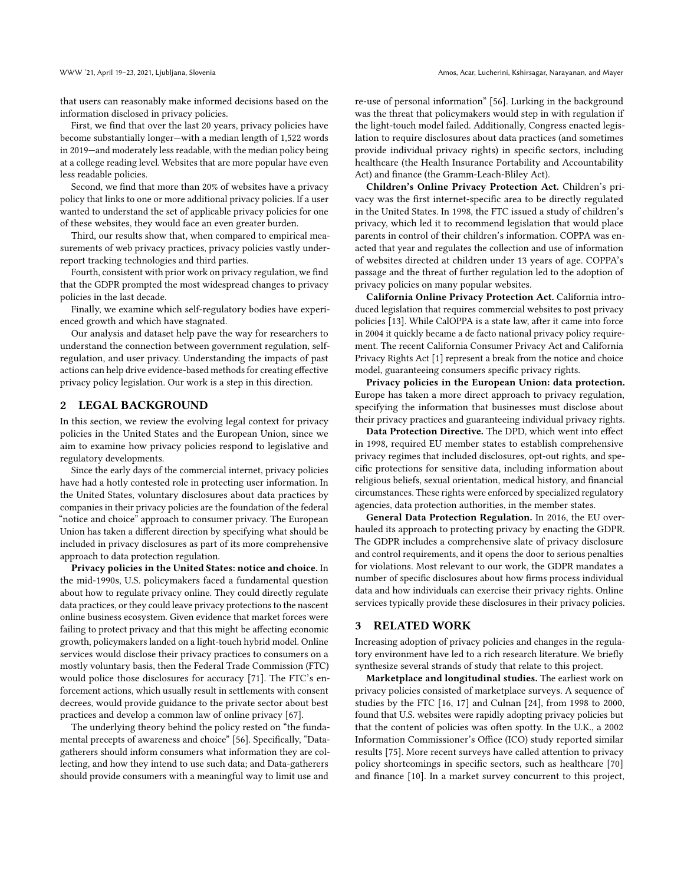that users can reasonably make informed decisions based on the information disclosed in privacy policies.

First, we find that over the last 20 years, privacy policies have become substantially longer—with a median length of 1,522 words in 2019—and moderately less readable, with the median policy being at a college reading level. Websites that are more popular have even less readable policies.

Second, we find that more than 20% of websites have a privacy policy that links to one or more additional privacy policies. If a user wanted to understand the set of applicable privacy policies for one of these websites, they would face an even greater burden.

Third, our results show that, when compared to empirical measurements of web privacy practices, privacy policies vastly underreport tracking technologies and third parties.

Fourth, consistent with prior work on privacy regulation, we find that the GDPR prompted the most widespread changes to privacy policies in the last decade.

Finally, we examine which self-regulatory bodies have experienced growth and which have stagnated.

Our analysis and dataset help pave the way for researchers to understand the connection between government regulation, self-regulation, and user privacy. Understanding the impacts of past actions can help drive evidence-based methods for creating effective privacy policy legislation. Our work is a step in this direction.

## 2 LEGAL BACKGROUND

In this section, we review the evolving legal context for privacy policies in the United States and the European Union, since we aim to examine how privacy policies respond to legislative and regulatory developments.

Since the early days of the commercial internet, privacy policies have had a hotly contested role in protecting user information. In the United States, voluntary disclosures about data practices by companies in their privacy policies are the foundation of the federal "notice and choice" approach to consumer privacy. The European Union has taken a different direction by specifying what should be included in privacy disclosures as part of its more comprehensive approach to data protection regulation.

**Privacy policies in the United States: notice and choice.** In the mid-1990s, U.S. policymakers faced a fundamental question about how to regulate privacy online. They could directly regulate data practices, or they could leave privacy protections to the nascent online business ecosystem. Given evidence that market forces were failing to protect privacy and that this might be affecting economic growth, policymakers landed on a light-touch hybrid model. Online services would disclose their privacy practices to consumers on a mostly voluntary basis, then the Federal Trade Commission (FTC) would police those disclosures for accuracy [71]. The FTC's enforcement actions, which usually result in settlements with consent decrees, would provide guidance to the private sector about best practices and develop a common law of online privacy [67].

The underlying theory behind the policy rested on "the fundamental precepts of awareness and choice" [56]. Specifically, "Data-gatherers should inform consumers what information they are collecting, and how they intend to use such data; and Data-gatherers should provide consumers with a meaningful way to limit use and re-use of personal information" [56]. Lurking in the background was the threat that policymakers would step in with regulation if the light-touch model failed. Additionally, Congress enacted legislation to require disclosures about data practices (and sometimes provide individual privacy rights) in specific sectors, including healthcare (the Health Insurance Portability and Accountability Act) and finance (the Gramm-Leach-Bliley Act).

**Children's Online Privacy Protection Act.** Children's privacy was the first internet-specific area to be directly regulated in the United States. In 1998, the FTC issued a study of children's privacy, which led it to recommend legislation that would place parents in control of their children's information. COPPA was enacted that year and regulates the collection and use of information of websites directed at children under 13 years of age. COPPA's passage and the threat of further regulation led to the adoption of privacy policies on many popular websites.

**California Online Privacy Protection Act.** California introduced legislation that requires commercial websites to post privacy policies [13]. While CalOPPA is a state law, after it came into force in 2004 it quickly became a de facto national privacy policy requirement. The recent California Consumer Privacy Act and California Privacy Rights Act [1] represent a break from the notice and choice model, guaranteeing consumers specific privacy rights.

**Privacy policies in the European Union: data protection.** Europe has taken a more direct approach to privacy regulation, specifying the information that businesses must disclose about their privacy practices and guaranteeing individual privacy rights.

**Data Protection Directive.** The DPD, which went into effect in 1998, required EU member states to establish comprehensive privacy regimes that included disclosures, opt-out rights, and specific protections for sensitive data, including information about religious beliefs, sexual orientation, medical history, and financial circumstances. These rights were enforced by specialized regulatory agencies, data protection authorities, in the member states.

**General Data Protection Regulation.** In 2016, the EU overhauled its approach to protecting privacy by enacting the GDPR. The GDPR includes a comprehensive slate of privacy disclosure and control requirements, and it opens the door to serious penalties for violations. Most relevant to our work, the GDPR mandates a number of specific disclosures about how firms process individual data and how individuals can exercise their privacy rights. Online services typically provide these disclosures in their privacy policies.

## 3 RELATED WORK

Increasing adoption of privacy policies and changes in the regulatory environment have led to a rich research literature. We briefly synthesize several strands of study that relate to this project.

**Marketplace and longitudinal studies.** The earliest work on privacy policies consisted of marketplace surveys. A sequence of studies by the FTC [16, 17] and Culnan [24], from 1998 to 2000, found that U.S. websites were rapidly adopting privacy policies but that the content of policies was often spotty. In the U.K., a 2002 Information Commissioner's Office (ICO) study reported similar results [75]. More recent surveys have called attention to privacy policy shortcomings in specific sectors, such as healthcare [70] and finance [10]. In a market survey concurrent to this project,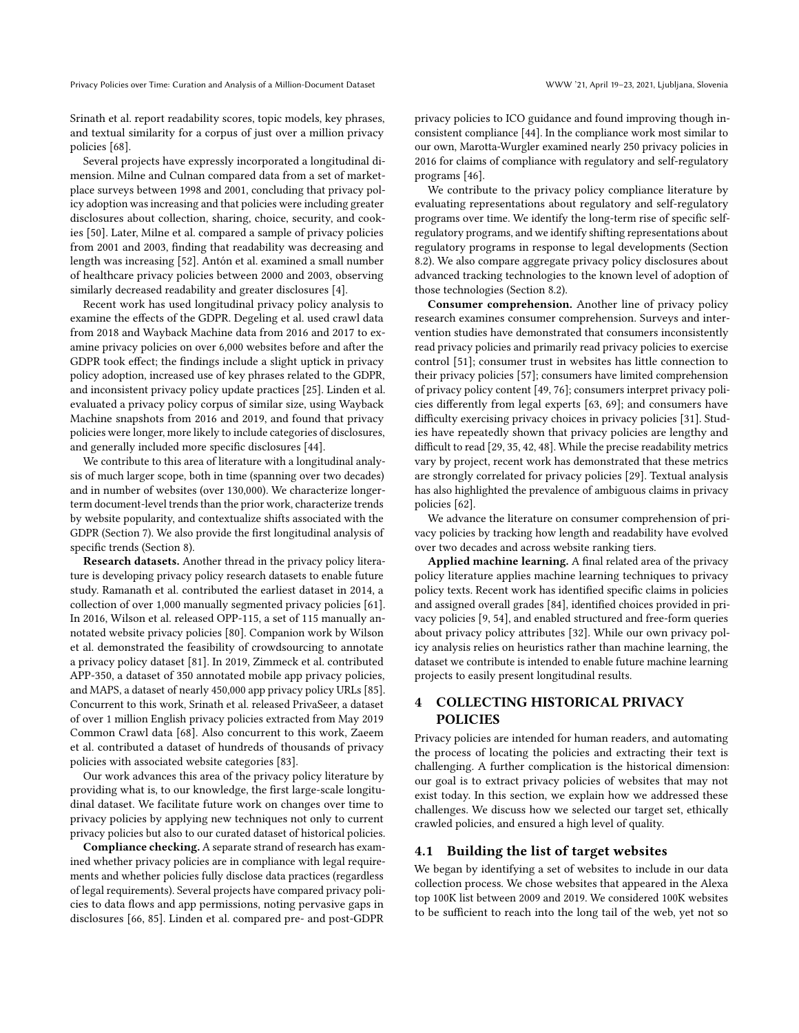Srinath et al. report readability scores, topic models, key phrases, and textual similarity for a corpus of just over a million privacy policies [68].

Several projects have expressly incorporated a longitudinal dimension. Milne and Culnan compared data from a set of marketplace surveys between 1998 and 2001, concluding that privacy policy adoption was increasing and that policies were including greater disclosures about collection, sharing, choice, security, and cookies [50]. Later, Milne et al. compared a sample of privacy policies from 2001 and 2003, finding that readability was decreasing and length was increasing [52]. Antón et al. examined a small number of healthcare privacy policies between 2000 and 2003, observing similarly decreased readability and greater disclosures [4].

Recent work has used longitudinal privacy policy analysis to examine the effects of the GDPR. Degeling et al. used crawl data from 2018 and Wayback Machine data from 2016 and 2017 to examine privacy policies on over 6,000 websites before and after the GDPR took effect; the findings include a slight uptick in privacy policy adoption, increased use of key phrases related to the GDPR, and inconsistent privacy policy update practices [25]. Linden et al. evaluated a privacy policy corpus of similar size, using Wayback Machine snapshots from 2016 and 2019, and found that privacy policies were longer, more likely to include categories of disclosures, and generally included more specific disclosures [44].

We contribute to this area of literature with a longitudinal analysis of much larger scope, both in time (spanning over two decades) and in number of websites (over 130,000). We characterize longer-term document-level trends than the prior work, characterize trends by website popularity, and contextualize shifts associated with the GDPR (Section 7). We also provide the first longitudinal analysis of specific trends (Section 8).

**Research datasets.** Another thread in the privacy policy literature is developing privacy policy research datasets to enable future study. Ramanath et al. contributed the earliest dataset in 2014, a collection of over 1,000 manually segmented privacy policies [61]. In 2016, Wilson et al. released OPP-115, a set of 115 manually annotated website privacy policies [80]. Companion work by Wilson et al. demonstrated the feasibility of crowdsourcing to annotate a privacy policy dataset [81]. In 2019, Zimmeck et al. contributed APP-350, a dataset of 350 annotated mobile app privacy policies, and MAPS, a dataset of nearly 450,000 app privacy policy URLs [85]. Concurrent to this work, Srinath et al. released PrivaSeer, a dataset of over 1 million English privacy policies extracted from May 2019 Common Crawl data [68]. Also concurrent to this work, Zaeem et al. contributed a dataset of hundreds of thousands of privacy policies with associated website categories [83].

Our work advances this area of the privacy policy literature by providing what is, to our knowledge, the first large-scale longitudinal dataset. We facilitate future work on changes over time to privacy policies by applying new techniques not only to current privacy policies but also to our curated dataset of historical policies.

**Compliance checking.** A separate strand of research has examined whether privacy policies are in compliance with legal requirements and whether policies fully disclose data practices (regardless of legal requirements). Several projects have compared privacy policies to data flows and app permissions, noting pervasive gaps in disclosures [66, 85]. Linden et al. compared pre- and post-GDPR privacy policies to ICO guidance and found improving though inconsistent compliance [44]. In the compliance work most similar to our own, Marotta-Wurgler examined nearly 250 privacy policies in 2016 for claims of compliance with regulatory and self-regulatory programs [46].

We contribute to the privacy policy compliance literature by evaluating representations about regulatory and self-regulatory programs over time. We identify the long-term rise of specific self-regulatory programs, and we identify shifting representations about regulatory programs in response to legal developments (Section 8.2). We also compare aggregate privacy policy disclosures about advanced tracking technologies to the known level of adoption of those technologies (Section 8.2).

**Consumer comprehension.** Another line of privacy policy research examines consumer comprehension. Surveys and intervention studies have demonstrated that consumers inconsistently read privacy policies and primarily read privacy policies to exercise control [51]; consumer trust in websites has little connection to their privacy policies [57]; consumers have limited comprehension of privacy policy content [49, 76]; consumers interpret privacy policies differently from legal experts [63, 69]; and consumers have difficulty exercising privacy choices in privacy policies [31]. Studies have repeatedly shown that privacy policies are lengthy and difficult to read [29, 35, 42, 48]. While the precise readability metrics vary by project, recent work has demonstrated that these metrics are strongly correlated for privacy policies [29]. Textual analysis has also highlighted the prevalence of ambiguous claims in privacy policies [62].

We advance the literature on consumer comprehension of privacy policies by tracking how length and readability have evolved over two decades and across website ranking tiers.

**Applied machine learning.** A final related area of the privacy policy literature applies machine learning techniques to privacy policy texts. Recent work has identified specific claims in policies and assigned overall grades [84], identified choices provided in privacy policies [9, 54], and enabled structured and free-form queries about privacy policy attributes [32]. While our own privacy policy analysis relies on heuristics rather than machine learning, the dataset we contribute is intended to enable future machine learning projects to easily present longitudinal results.

# 4 COLLECTING HISTORICAL PRIVACY POLICIES

Privacy policies are intended for human readers, and automating the process of locating the policies and extracting their text is challenging. A further complication is the historical dimension: our goal is to extract privacy policies of websites that may not exist today. In this section, we explain how we addressed these challenges. We discuss how we selected our target set, ethically crawled policies, and ensured a high level of quality.

## 4.1 Building the list of target websites

We began by identifying a set of websites to include in our data collection process. We chose websites that appeared in the Alexa top 100K list between 2009 and 2019. We considered 100K websites to be sufficient to reach into the long tail of the web, yet not so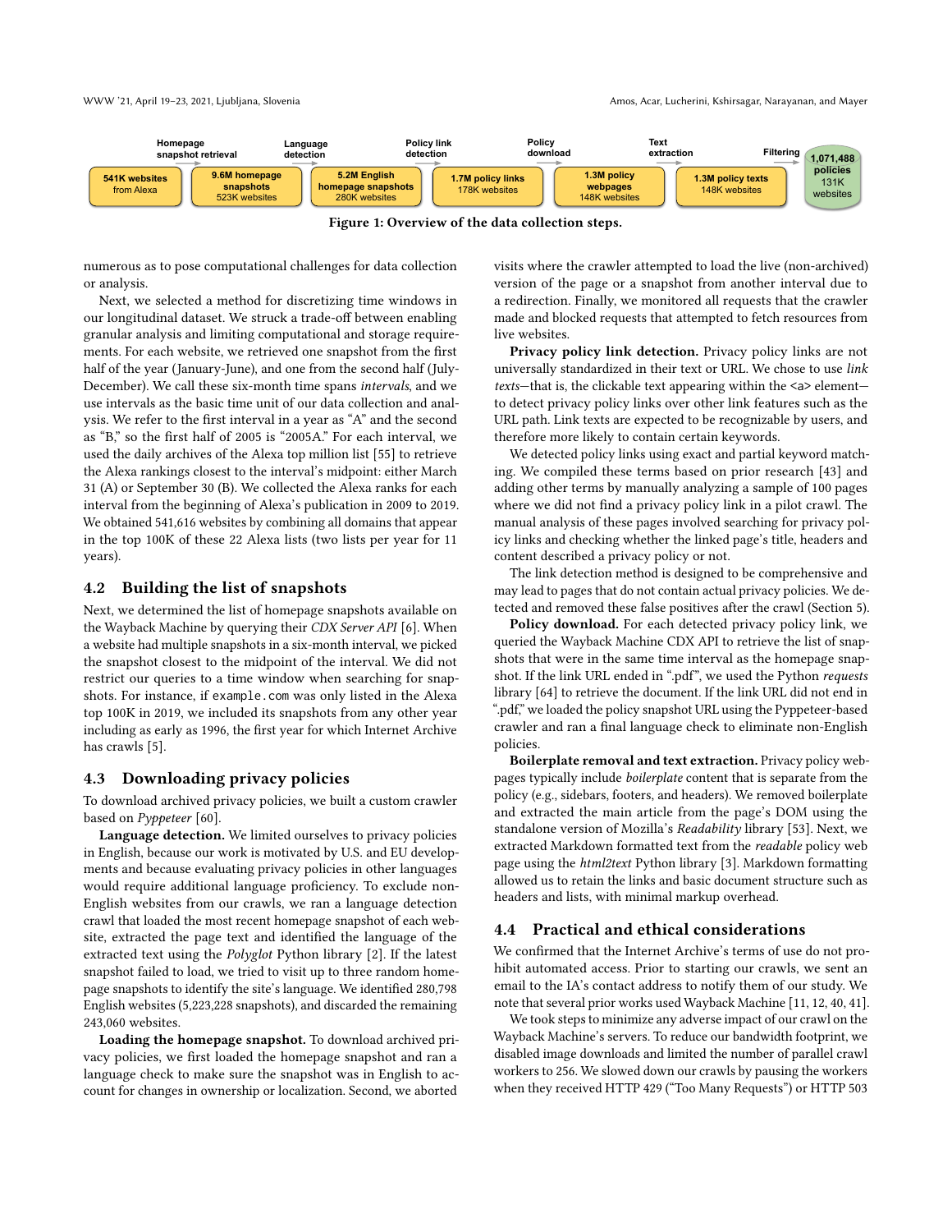Homepage snapshot retrieval → Language detection → Policy link detection → Policy download → Text extraction → Filtering

541K websites from Alexa → 9.6M homepage snapshots 523K websites → 5.2M English homepage snapshots 280K websites → 1.7M policy links 178K websites → 1.3M policy webpages 148K websites → 1.3M policy texts 148K websites → 1,071,488 policies 131K websites

**Figure 1: Overview of the data collection steps.**

numerous as to pose computational challenges for data collection or analysis.

Next, we selected a method for discretizing time windows in our longitudinal dataset. We struck a trade-off between enabling granular analysis and limiting computational and storage requirements. For each website, we retrieved one snapshot from the first half of the year (January-June), and one from the second half (July-December). We call these six-month time spans *intervals*, and we use intervals as the basic time unit of our data collection and analysis. We refer to the first interval in a year as "A" and the second as "B," so the first half of 2005 is "2005A." For each interval, we used the daily archives of the Alexa top million list [55] to retrieve the Alexa rankings closest to the interval's midpoint: either March 31 (A) or September 30 (B). We collected the Alexa ranks for each interval from the beginning of Alexa's publication in 2009 to 2019. We obtained 541,616 websites by combining all domains that appear in the top 100K of these 22 Alexa lists (two lists per year for 11 years).

## 4.2 Building the list of snapshots

Next, we determined the list of homepage snapshots available on the Wayback Machine by querying their *CDX Server API* [6]. When a website had multiple snapshots in a six-month interval, we picked the snapshot closest to the midpoint of the interval. We did not restrict our queries to a time window when searching for snapshots. For instance, if `example.com` was only listed in the Alexa top 100K in 2019, we included its snapshots from any other year including as early as 1996, the first year for which Internet Archive has crawls [5].

## 4.3 Downloading privacy policies

To download archived privacy policies, we built a custom crawler based on *Pyppeteer* [60].

**Language detection.** We limited ourselves to privacy policies in English, because our work is motivated by U.S. and EU developments and because evaluating privacy policies in other languages would require additional language proficiency. To exclude non-English websites from our crawls, we ran a language detection crawl that loaded the most recent homepage snapshot of each website, extracted the page text and identified the language of the extracted text using the *Polyglot* Python library [2]. If the latest snapshot failed to load, we tried to visit up to three random homepage snapshots to identify the site's language. We identified 280,798 English websites (5,223,228 snapshots), and discarded the remaining 243,060 websites.

**Loading the homepage snapshot.** To download archived privacy policies, we first loaded the homepage snapshot and ran a language check to make sure the snapshot was in English to account for changes in ownership or localization. Second, we aborted visits where the crawler attempted to load the live (non-archived) version of the page or a snapshot from another interval due to a redirection. Finally, we monitored all requests that the crawler made and blocked requests that attempted to fetch resources from live websites.

**Privacy policy link detection.** Privacy policy links are not universally standardized in their text or URL. We chose to use *link texts*—that is, the clickable text appearing within the <a> element—to detect privacy policy links over other link features such as the URL path. Link texts are expected to be recognizable by users, and therefore more likely to contain certain keywords.

We detected policy links using exact and partial keyword matching. We compiled these terms based on prior research [43] and adding other terms by manually analyzing a sample of 100 pages where we did not find a privacy policy link in a pilot crawl. The manual analysis of these pages involved searching for privacy policy links and checking whether the linked page's title, headers and content described a privacy policy or not.

The link detection method is designed to be comprehensive and may lead to pages that do not contain actual privacy policies. We detected and removed these false positives after the crawl (Section 5).

**Policy download.** For each detected privacy policy link, we queried the Wayback Machine CDX API to retrieve the list of snapshots that were in the same time interval as the homepage snapshot. If the link URL ended in ".pdf", we used the Python *requests* library [64] to retrieve the document. If the link URL did not end in ".pdf," we loaded the policy snapshot URL using the Pyppeteer-based crawler and ran a final language check to eliminate non-English policies.

**Boilerplate removal and text extraction.** Privacy policy webpages typically include *boilerplate* content that is separate from the policy (e.g., sidebars, footers, and headers). We removed boilerplate and extracted the main article from the page's DOM using the standalone version of Mozilla's *Readability* library [53]. Next, we extracted Markdown formatted text from the *readable* policy web page using the *html2text* Python library [3]. Markdown formatting allowed us to retain the links and basic document structure such as headers and lists, with minimal markup overhead.

## 4.4 Practical and ethical considerations

We confirmed that the Internet Archive's terms of use do not prohibit automated access. Prior to starting our crawls, we sent an email to the IA's contact address to notify them of our study. We note that several prior works used Wayback Machine [11, 12, 40, 41].

We took steps to minimize any adverse impact of our crawl on the Wayback Machine's servers. To reduce our bandwidth footprint, we disabled image downloads and limited the number of parallel crawl workers to 256. We slowed down our crawls by pausing the workers when they received HTTP 429 ("Too Many Requests") or HTTP 503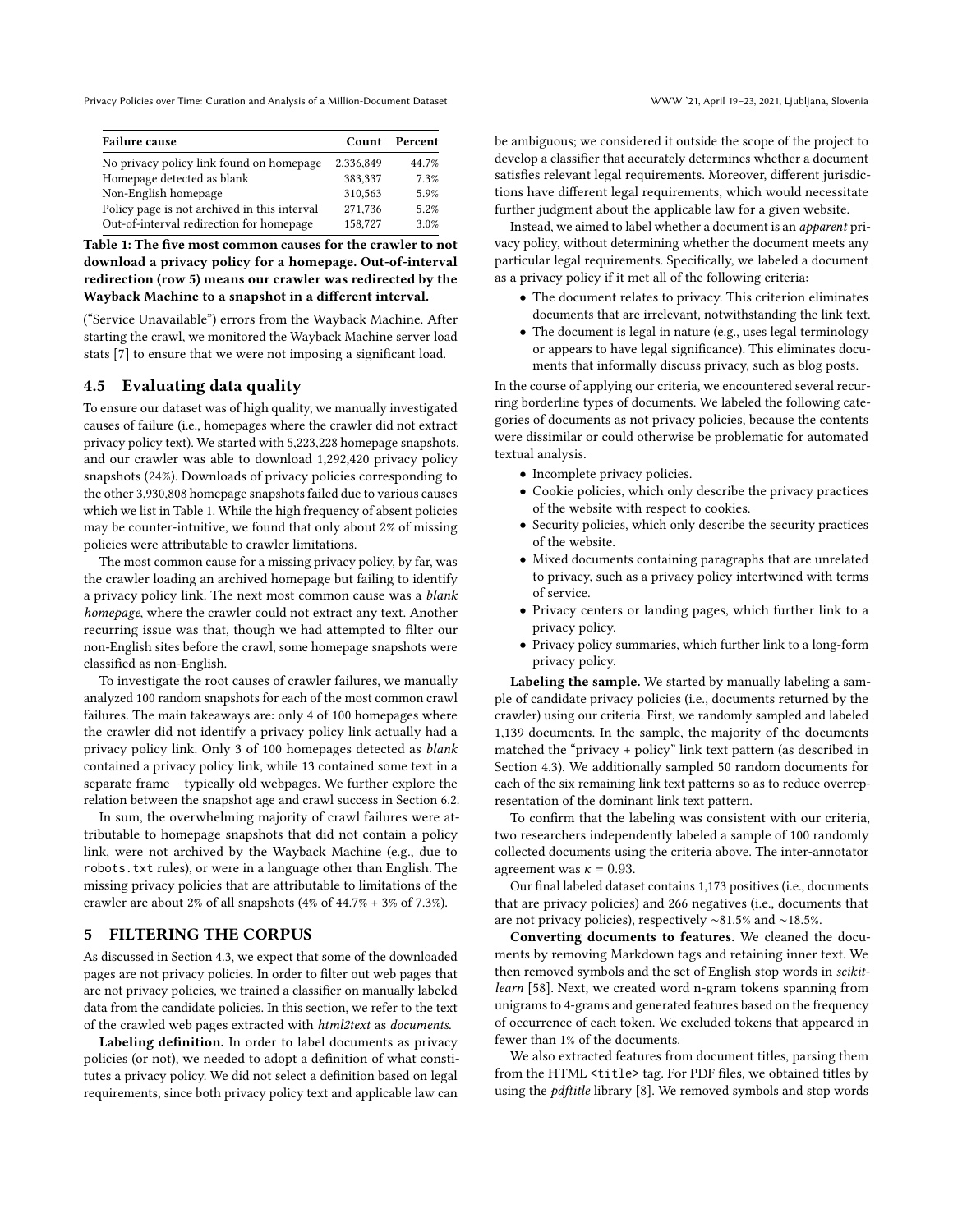| Failure cause | Count | Percent |
| --- | --- | --- |
| No privacy policy link found on homepage | 2,336,849 | 44.7% |
| Homepage detected as blank | 383,337 | 7.3% |
| Non-English homepage | 310,563 | 5.9% |
| Policy page is not archived in this interval | 271,736 | 5.2% |
| Out-of-interval redirection for homepage | 158,727 | 3.0% |

**Table 1: The five most common causes for the crawler to not download a privacy policy for a homepage. Out-of-interval redirection (row 5) means our crawler was redirected by the Wayback Machine to a snapshot in a different interval.**

("Service Unavailable") errors from the Wayback Machine. After starting the crawl, we monitored the Wayback Machine server load stats [7] to ensure that we were not imposing a significant load.

### 4.5 Evaluating data quality

To ensure our dataset was of high quality, we manually investigated causes of failure (i.e., homepages where the crawler did not extract privacy policy text). We started with 5,223,228 homepage snapshots, and our crawler was able to download 1,292,420 privacy policy snapshots (24%). Downloads of privacy policies corresponding to the other 3,930,808 homepage snapshots failed due to various causes which we list in Table 1. While the high frequency of absent policies may be counter-intuitive, we found that only about 2% of missing policies were attributable to crawler limitations.

The most common cause for a missing privacy policy, by far, was the crawler loading an archived homepage but failing to identify a privacy policy link. The next most common cause was a *blank homepage*, where the crawler could not extract any text. Another recurring issue was that, though we had attempted to filter our non-English sites before the crawl, some homepage snapshots were classified as non-English.

To investigate the root causes of crawler failures, we manually analyzed 100 random snapshots for each of the most common crawl failures. The main takeaways are: only 4 of 100 homepages where the crawler did not identify a privacy policy link actually had a privacy policy link. Only 3 of 100 homepages detected as *blank* contained a privacy policy link, while 13 contained some text in a separate frame— typically old webpages. We further explore the relation between the snapshot age and crawl success in Section 6.2.

In sum, the overwhelming majority of crawl failures were attributable to homepage snapshots that did not contain a policy link, were not archived by the Wayback Machine (e.g., due to `robots.txt` rules), or were in a language other than English. The missing privacy policies that are attributable to limitations of the crawler are about 2% of all snapshots (4% of 44.7% + 3% of 7.3%).

## 5 FILTERING THE CORPUS

As discussed in Section 4.3, we expect that some of the downloaded pages are not privacy policies. In order to filter out web pages that are not privacy policies, we trained a classifier on manually labeled data from the candidate policies. In this section, we refer to the text of the crawled web pages extracted with *html2text* as *documents*.

**Labeling definition.** In order to label documents as privacy policies (or not), we needed to adopt a definition of what constitutes a privacy policy. We did not select a definition based on legal requirements, since both privacy policy text and applicable law can be ambiguous; we considered it outside the scope of the project to develop a classifier that accurately determines whether a document satisfies relevant legal requirements. Moreover, different jurisdictions have different legal requirements, which would necessitate further judgment about the applicable law for a given website.

Instead, we aimed to label whether a document is an *apparent* privacy policy, without determining whether the document meets any particular legal requirements. Specifically, we labeled a document as a privacy policy if it met all of the following criteria:

- The document relates to privacy. This criterion eliminates documents that are irrelevant, notwithstanding the link text.
- The document is legal in nature (e.g., uses legal terminology or appears to have legal significance). This eliminates documents that informally discuss privacy, such as blog posts.

In the course of applying our criteria, we encountered several recurring borderline types of documents. We labeled the following categories of documents as not privacy policies, because the contents were dissimilar or could otherwise be problematic for automated textual analysis.

- Incomplete privacy policies.
- Cookie policies, which only describe the privacy practices of the website with respect to cookies.
- Security policies, which only describe the security practices of the website.
- Mixed documents containing paragraphs that are unrelated to privacy, such as a privacy policy intertwined with terms of service.
- Privacy centers or landing pages, which further link to a privacy policy.
- Privacy policy summaries, which further link to a long-form privacy policy.

**Labeling the sample.** We started by manually labeling a sample of candidate privacy policies (i.e., documents returned by the crawler) using our criteria. First, we randomly sampled and labeled 1,139 documents. In the sample, the majority of the documents matched the "privacy + policy" link text pattern (as described in Section 4.3). We additionally sampled 50 random documents for each of the six remaining link text patterns so as to reduce overrepresentation of the dominant link text pattern.

To confirm that the labeling was consistent with our criteria, two researchers independently labeled a sample of 100 randomly collected documents using the criteria above. The inter-annotator agreement was $\kappa = 0.93$.

Our final labeled dataset contains 1,173 positives (i.e., documents that are privacy policies) and 266 negatives (i.e., documents that are not privacy policies), respectively ~81.5% and ~18.5%.

**Converting documents to features.** We cleaned the documents by removing Markdown tags and retaining inner text. We then removed symbols and the set of English stop words in *scikit-learn* [58]. Next, we created word n-gram tokens spanning from unigrams to 4-grams and generated features based on the frequency of occurrence of each token. We excluded tokens that appeared in fewer than 1% of the documents.

We also extracted features from document titles, parsing them from the HTML `<title>` tag. For PDF files, we obtained titles by using the *pdftitle* library [8]. We removed symbols and stop words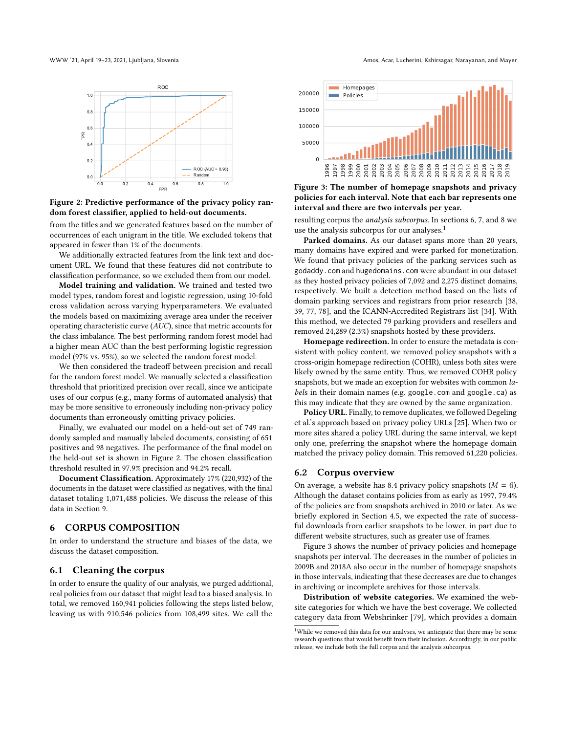Figure 2: Predictive performance of the privacy policy random forest classifier, applied to held-out documents.

from the titles and we generated features based on the number of occurrences of each unigram in the title. We excluded tokens that appeared in fewer than 1% of the documents.

We additionally extracted features from the link text and document URL. We found that these features did not contribute to classification performance, so we excluded them from our model.

**Model training and validation.** We trained and tested two model types, random forest and logistic regression, using 10-fold cross validation across varying hyperparameters. We evaluated the models based on maximizing average area under the receiver operating characteristic curve (*AUC*), since that metric accounts for the class imbalance. The best performing random forest model had a higher mean AUC than the best performing logistic regression model (97% vs. 95%), so we selected the random forest model.

We then considered the tradeoff between precision and recall for the random forest model. We manually selected a classification threshold that prioritized precision over recall, since we anticipate that many uses of our corpus (e.g., many forms of automated analysis) that may be more sensitive to erroneously including non-privacy policy documents than erroneously omitting privacy policies.

Finally, we evaluated our model on a held-out set of 749 randomly sampled and manually labeled documents, consisting of 651 positives and 98 negatives. The performance of the final model on the held-out set is shown in Figure 2. The chosen classification threshold resulted in 97.9% precision and 94.2% recall.

**Document Classification.** Approximately 17% (220,932) of the documents in the dataset were classified as negatives, with the final dataset totaling 1,071,488 policies. We discuss the release of this data in Section 9.

## 6 CORPUS COMPOSITION

In order to understand the structure and biases of the data, we discuss the dataset composition.

### 6.1 Cleaning the corpus

In order to ensure the quality of our analysis, we purged additional, real policies from our dataset that might lead to a biased analysis. In total, we removed 160,941 policies following the steps listed below, leaving us with 910,546 policies from 108,499 sites. We call the resulting corpus the *analysis subcorpus*. In sections 6, 7, and 8 we use the analysis subcorpus for our analyses.[1]

**Parked domains.** As our dataset spans more than 20 years, many domains have expired and were parked for monetization. We found that privacy policies of the parking services such as `godaddy.com` and `hugedomains.com` were abundant in our dataset as they hosted privacy policies of 7,092 and 2,275 distinct domains, respectively. We built a detection method based on the lists of domain parking services and registrars from prior research [38, 39, 77, 78], and the ICANN-Accredited Registrars list [34]. With this method, we detected 79 parking providers and resellers and removed 24,289 (2.3%) snapshots hosted by these providers.

**Homepage redirection.** In order to ensure the metadata is consistent with policy content, we removed policy snapshots with a cross-origin homepage redirection (COHR), unless both sites were likely owned by the same entity. Thus, we removed COHR policy snapshots, but we made an exception for websites with common *labels* in their domain names (e.g. `google.com` and `google.ca`) as this may indicate that they are owned by the same organization.

**Policy URL.** Finally, to remove duplicates, we followed Degeling et al.'s approach based on privacy policy URLs [25]. When two or more sites shared a policy URL during the same interval, we kept only one, preferring the snapshot where the homepage domain matched the privacy policy domain. This removed 61,220 policies.

Figure 3: The number of homepage snapshots and privacy policies for each interval. Note that each bar represents one interval and there are two intervals per year.

### 6.2 Corpus overview

On average, a website has 8.4 privacy policy snapshots ($M = 6$). Although the dataset contains policies from as early as 1997, 79.4% of the policies are from snapshots archived in 2010 or later. As we briefly explored in Section 4.5, we expected the rate of successful downloads from earlier snapshots to be lower, in part due to different website structures, such as greater use of frames.

Figure 3 shows the number of privacy policies and homepage snapshots per interval. The decreases in the number of policies in 2009B and 2018A also occur in the number of homepage snapshots in those intervals, indicating that these decreases are due to changes in archiving or incomplete archives for those intervals.

**Distribution of website categories.** We examined the website categories for which we have the best coverage. We collected category data from Webshrinker [79], which provides a domain

[1] While we removed this data for our analyses, we anticipate that there may be some research questions that would benefit from their inclusion. Accordingly, in our public release, we include both the full corpus and the analysis subcorpus.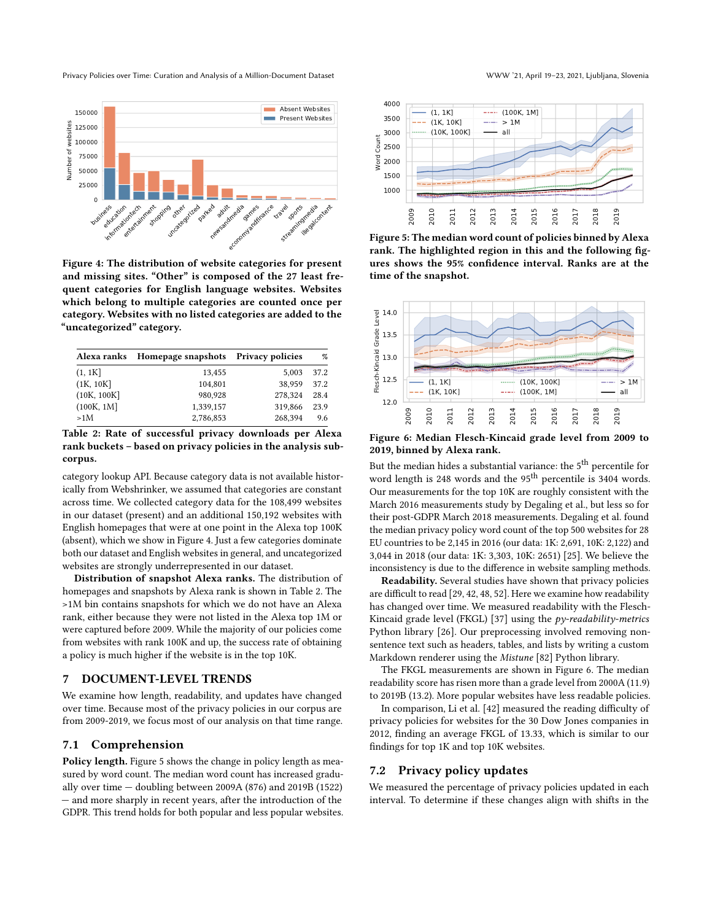Figure 4: The distribution of website categories for present and missing sites. “Other” is composed of the 27 least frequent categories for English language websites. Websites which belong to multiple categories are counted once per category. Websites with no listed categories are added to the “uncategorized” category.

| Alexa ranks | Homepage snapshots | Privacy policies | % |
|---|---|---|---|
| (1, 1K] | 13,455 | 5,003 | 37.2 |
| (1K, 10K] | 104,801 | 38,959 | 37.2 |
| (10K, 100K] | 980,928 | 278,324 | 28.4 |
| (100K, 1M] | 1,339,157 | 319,866 | 23.9 |
| >1M | 2,786,853 | 268,394 | 9.6 |

Table 2: Rate of successful privacy downloads per Alexa rank buckets – based on privacy policies in the analysis subcorpus.

category lookup API. Because category data is not available historically from Webshrinker, we assumed that categories are constant across time. We collected category data for the 108,499 websites in our dataset (present) and an additional 150,192 websites with English homepages that were at one point in the Alexa top 100K (absent), which we show in Figure 4. Just a few categories dominate both our dataset and English websites in general, and uncategorized websites are strongly underrepresented in our dataset.

**Distribution of snapshot Alexa ranks.** The distribution of homepages and snapshots by Alexa rank is shown in Table 2. The >1M bin contains snapshots for which we do not have an Alexa rank, either because they were not listed in the Alexa top 1M or were captured before 2009. While the majority of our policies come from websites with rank 100K and up, the success rate of obtaining a policy is much higher if the website is in the top 10K.

## 7 DOCUMENT-LEVEL TRENDS

We examine how length, readability, and updates have changed over time. Because most of the privacy policies in our corpus are from 2009-2019, we focus most of our analysis on that time range.

### 7.1 Comprehension

**Policy length.** Figure 5 shows the change in policy length as measured by word count. The median word count has increased gradually over time — doubling between 2009A (876) and 2019B (1522) — and more sharply in recent years, after the introduction of the GDPR. This trend holds for both popular and less popular websites.

Figure 5: The median word count of policies binned by Alexa rank. The highlighted region in this and the following figures shows the 95% confidence interval. Ranks are at the time of the snapshot.

Figure 6: Median Flesch-Kincaid grade level from 2009 to 2019, binned by Alexa rank.

But the median hides a substantial variance: the 5th percentile for word length is 248 words and the 95th percentile is 3404 words. Our measurements for the top 10K are roughly consistent with the March 2016 measurements study by Degaling et al., but less so for their post-GDPR March 2018 measurements. Degaling et al. found the median privacy policy word count of the top 500 websites for 28 EU countries to be 2,145 in 2016 (our data: 1K: 2,691, 10K: 2,122) and 3,044 in 2018 (our data: 1K: 3,303, 10K: 2651) [25]. We believe the inconsistency is due to the difference in website sampling methods.

**Readability.** Several studies have shown that privacy policies are difficult to read [29, 42, 48, 52]. Here we examine how readability has changed over time. We measured readability with the Flesch-Kincaid grade level (FKGL) [37] using the *py-readability-metrics* Python library [26]. Our preprocessing involved removing non-sentence text such as headers, tables, and lists by writing a custom Markdown renderer using the *Mistune* [82] Python library.

The FKGL measurements are shown in Figure 6. The median readability score has risen more than a grade level from 2000A (11.9) to 2019B (13.2). More popular websites have less readable policies.

In comparison, Li et al. [42] measured the reading difficulty of privacy policies for websites for the 30 Dow Jones companies in 2012, finding an average FKGL of 13.33, which is similar to our findings for top 1K and top 10K websites.

### 7.2 Privacy policy updates

We measured the percentage of privacy policies updated in each interval. To determine if these changes align with shifts in the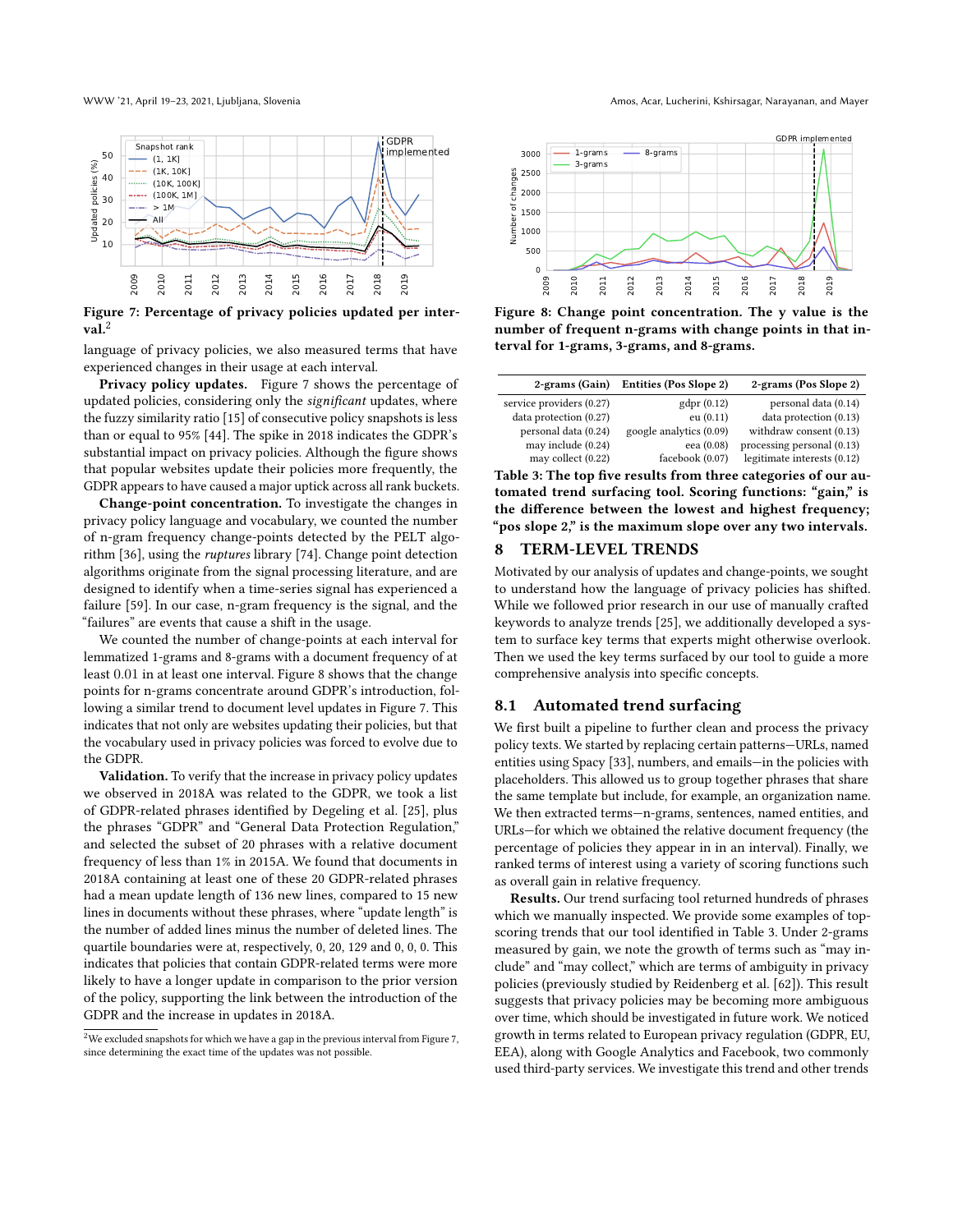Figure 7: Percentage of privacy policies updated per interval.[2]

language of privacy policies, we also measured terms that have experienced changes in their usage at each interval.

**Privacy policy updates.** Figure 7 shows the percentage of updated policies, considering only the *significant* updates, where the fuzzy similarity ratio [15] of consecutive policy snapshots is less than or equal to 95% [44]. The spike in 2018 indicates the GDPR's substantial impact on privacy policies. Although the figure shows that popular websites update their policies more frequently, the GDPR appears to have caused a major uptick across all rank buckets.

**Change-point concentration.** To investigate the changes in privacy policy language and vocabulary, we counted the number of n-gram frequency change-points detected by the PELT algorithm [36], using the *ruptures* library [74]. Change point detection algorithms originate from the signal processing literature, and are designed to identify when a time-series signal has experienced a failure [59]. In our case, n-gram frequency is the signal, and the "failures" are events that cause a shift in the usage.

We counted the number of change-points at each interval for lemmatized 1-grams and 8-grams with a document frequency of at least 0.01 in at least one interval. Figure 8 shows that the change points for n-grams concentrate around GDPR's introduction, following a similar trend to document level updates in Figure 7. This indicates that not only are websites updating their policies, but that the vocabulary used in privacy policies was forced to evolve due to the GDPR.

**Validation.** To verify that the increase in privacy policy updates we observed in 2018A was related to the GDPR, we took a list of GDPR-related phrases identified by Degeling et al. [25], plus the phrases "GDPR" and "General Data Protection Regulation," and selected the subset of 20 phrases with a relative document frequency of less than 1% in 2015A. We found that documents in 2018A containing at least one of these 20 GDPR-related phrases had a mean update length of 136 new lines, compared to 15 new lines in documents without these phrases, where "update length" is the number of added lines minus the number of deleted lines. The quartile boundaries were at, respectively, 0, 20, 129 and 0, 0, 0. This indicates that policies that contain GDPR-related terms were more likely to have a longer update in comparison to the prior version of the policy, supporting the link between the introduction of the GDPR and the increase in updates in 2018A.

[2] We excluded snapshots for which we have a gap in the previous interval from Figure 7, since determining the exact time of the updates was not possible.

Figure 8: Change point concentration. The y value is the number of frequent n-grams with change points in that interval for 1-grams, 3-grams, and 8-grams.

| 2-grams (Gain) | Entities (Pos Slope 2) | 2-grams (Pos Slope 2) |
|---|---|---|
| service providers (0.27) | gdpr (0.12) | personal data (0.14) |
| data protection (0.27) | eu (0.11) | data protection (0.13) |
| personal data (0.24) | google analytics (0.09) | withdraw consent (0.13) |
| may include (0.24) | eea (0.08) | processing personal (0.13) |
| may collect (0.22) | facebook (0.07) | legitimate interests (0.12) |

**Table 3: The top five results from three categories of our automated trend surfacing tool. Scoring functions: "gain," is the difference between the lowest and highest frequency; "pos slope 2," is the maximum slope over any two intervals.**

# 8 TERM-LEVEL TRENDS

Motivated by our analysis of updates and change-points, we sought to understand how the language of privacy policies has shifted. While we followed prior research in our use of manually crafted keywords to analyze trends [25], we additionally developed a system to surface key terms that experts might otherwise overlook. Then we used the key terms surfaced by our tool to guide a more comprehensive analysis into specific concepts.

## 8.1 Automated trend surfacing

We first built a pipeline to further clean and process the privacy policy texts. We started by replacing certain patterns—URLs, named entities using Spacy [33], numbers, and emails—in the policies with placeholders. This allowed us to group together phrases that share the same template but include, for example, an organization name. We then extracted terms—n-grams, sentences, named entities, and URLs—for which we obtained the relative document frequency (the percentage of policies they appear in in an interval). Finally, we ranked terms of interest using a variety of scoring functions such as overall gain in relative frequency.

**Results.** Our trend surfacing tool returned hundreds of phrases which we manually inspected. We provide some examples of top-scoring trends that our tool identified in Table 3. Under 2-grams measured by gain, we note the growth of terms such as "may include" and "may collect," which are terms of ambiguity in privacy policies (previously studied by Reidenberg et al. [62]). This result suggests that privacy policies may be becoming more ambiguous over time, which should be investigated in future work. We noticed growth in terms related to European privacy regulation (GDPR, EU, EEA), along with Google Analytics and Facebook, two commonly used third-party services. We investigate this trend and other trends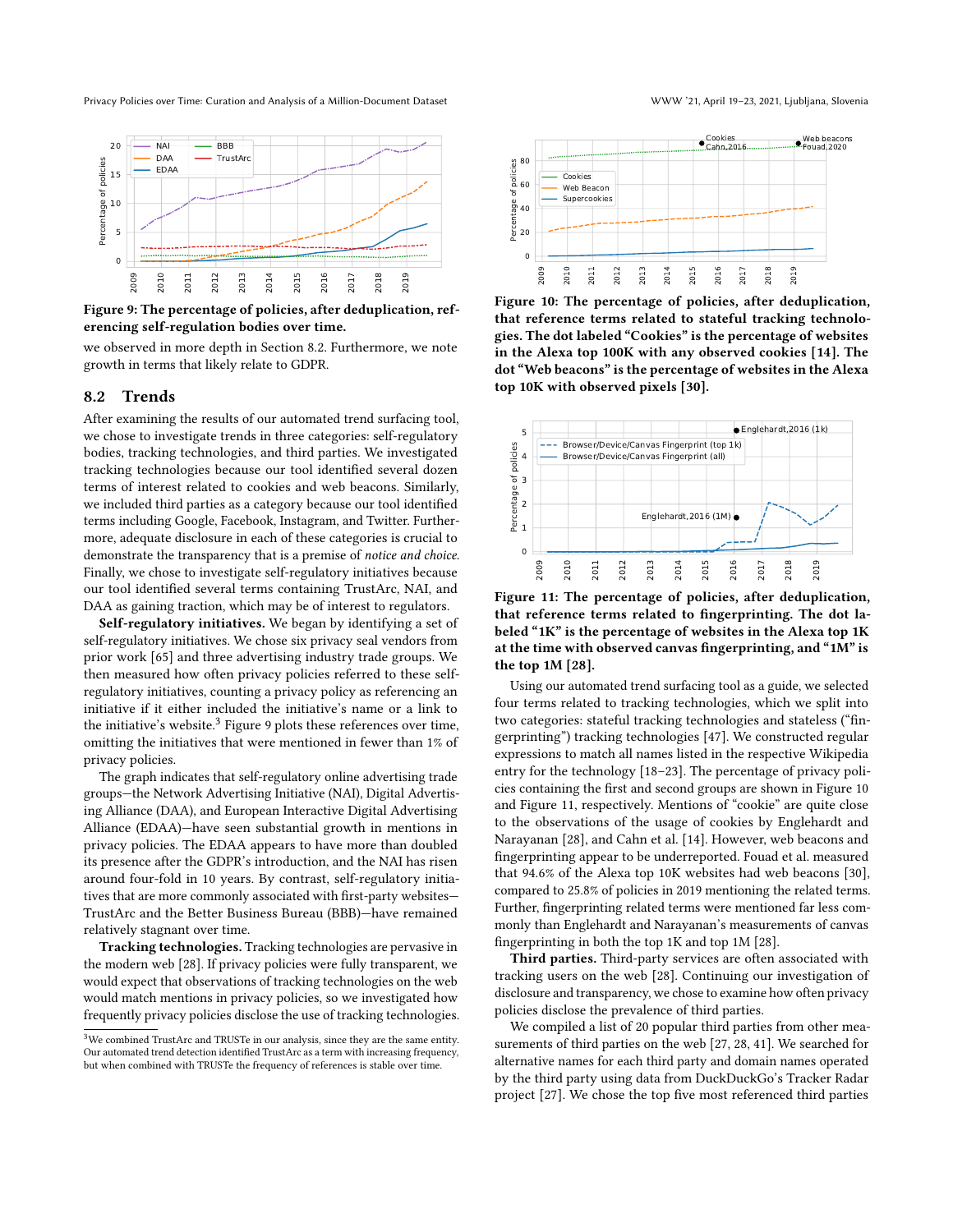Figure 9: The percentage of policies, after deduplication, referencing self-regulation bodies over time.

we observed in more depth in Section 8.2. Furthermore, we note growth in terms that likely relate to GDPR.

## 8.2 Trends

After examining the results of our automated trend surfacing tool, we chose to investigate trends in three categories: self-regulatory bodies, tracking technologies, and third parties. We investigated tracking technologies because our tool identified several dozen terms of interest related to cookies and web beacons. Similarly, we included third parties as a category because our tool identified terms including Google, Facebook, Instagram, and Twitter. Furthermore, adequate disclosure in each of these categories is crucial to demonstrate the transparency that is a premise of *notice and choice*. Finally, we chose to investigate self-regulatory initiatives because our tool identified several terms containing TrustArc, NAI, and DAA as gaining traction, which may be of interest to regulators.

**Self-regulatory initiatives.** We began by identifying a set of self-regulatory initiatives. We chose six privacy seal vendors from prior work [65] and three advertising industry trade groups. We then measured how often privacy policies referred to these self-regulatory initiatives, counting a privacy policy as referencing an initiative if it either included the initiative's name or a link to the initiative's website.[3] Figure 9 plots these references over time, omitting the initiatives that were mentioned in fewer than 1% of privacy policies.

The graph indicates that self-regulatory online advertising trade groups—the Network Advertising Initiative (NAI), Digital Advertising Alliance (DAA), and European Interactive Digital Advertising Alliance (EDAA)—have seen substantial growth in mentions in privacy policies. The EDAA appears to have more than doubled its presence after the GDPR's introduction, and the NAI has risen around four-fold in 10 years. By contrast, self-regulatory initiatives that are more commonly associated with first-party websites—TrustArc and the Better Business Bureau (BBB)—have remained relatively stagnant over time.

**Tracking technologies.** Tracking technologies are pervasive in the modern web [28]. If privacy policies were fully transparent, we would expect that observations of tracking technologies on the web would match mentions in privacy policies, so we investigated how frequently privacy policies disclose the use of tracking technologies.

[3] We combined TrustArc and TRUSTe in our analysis, since they are the same entity. Our automated trend detection identified TrustArc as a term with increasing frequency, but when combined with TRUSTe the frequency of references is stable over time.

Figure 10: The percentage of policies, after deduplication, that reference terms related to stateful tracking technologies. The dot labeled "Cookies" is the percentage of websites in the Alexa top 100K with any observed cookies [14]. The dot "Web beacons" is the percentage of websites in the Alexa top 10K with observed pixels [30].

Figure 11: The percentage of policies, after deduplication, that reference terms related to fingerprinting. The dot labeled "1K" is the percentage of websites in the Alexa top 1K at the time with observed canvas fingerprinting, and "1M" is the top 1M [28].

Using our automated trend surfacing tool as a guide, we selected four terms related to tracking technologies, which we split into two categories: stateful tracking and stateless ("fingerprinting") tracking technologies [47]. We constructed regular expressions to match all names listed in the respective Wikipedia entry for the technology [18–23]. The percentage of privacy policies containing the first and second groups are shown in Figure 10 and Figure 11, respectively. Mentions of "cookie" are quite close to the observations of the usage of cookies by Englehardt and Narayanan [28], and Cahn et al. [14]. However, web beacons and fingerprinting appear to be underreported. Fouad et al. measured that 94.6% of the Alexa top 10K websites had web beacons [30], compared to 25.8% of policies in 2019 mentioning the related terms. Further, fingerprinting related terms were mentioned far less commonly than Englehardt and Narayanan's measurements of canvas fingerprinting in both the top 1K and top 1M [28].

**Third parties.** Third-party services are often associated with tracking users on the web [28]. Continuing our investigation of disclosure and transparency, we chose to examine how often privacy policies disclose the prevalence of third parties.

We compiled a list of 20 popular third parties from other measurements of third parties on the web [27, 28, 41]. We searched for alternative names for each third party and domain names operated by the third party using data from DuckDuckGo's Tracker Radar project [27]. We chose the top five most referenced third parties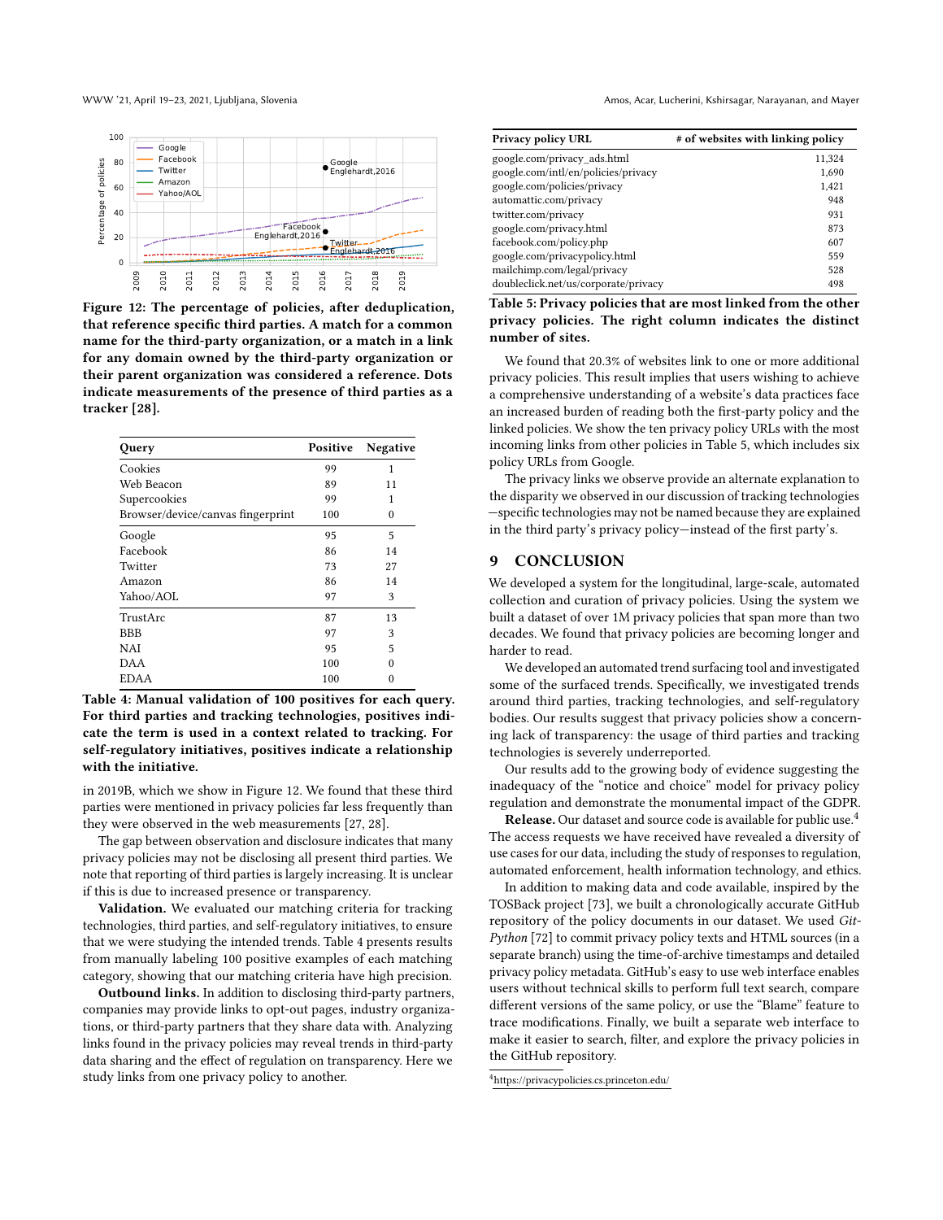Figure 12: The percentage of policies, after deduplication, that reference specific third parties. A match for a common name for the third-party organization, or a match in a link for any domain owned by the third-party organization or their parent organization was considered a reference. Dots indicate measurements of the presence of third parties as a tracker [28].

| Query | Positive | Negative |
|---|---|---|
| Cookies | 99 | 1 |
| Web Beacon | 89 | 11 |
| Supercookies | 99 | 1 |
| Browser/device/canvas fingerprint | 100 | 0 |
| Google | 95 | 5 |
| Facebook | 86 | 14 |
| Twitter | 73 | 27 |
| Amazon | 86 | 14 |
| Yahoo/AOL | 97 | 3 |
| TrustArc | 87 | 13 |
| BBB | 97 | 3 |
| NAI | 95 | 5 |
| DAA | 100 | 0 |
| EDAA | 100 | 0 |

Table 4: Manual validation of 100 positives for each query. For third parties and tracking technologies, positives indicate the term is used in a context related to tracking. For self-regulatory initiatives, positives indicate a relationship with the initiative.

in 2019B, which we show in Figure 12. We found that these third parties were mentioned in privacy policies far less frequently than they were observed in the web measurements [27, 28].

The gap between observation and disclosure indicates that many privacy policies may not be disclosing all present third parties. We note that reporting of third parties is largely increasing. It is unclear if this is due to increased presence or transparency.

**Validation.** We evaluated our matching criteria for tracking technologies, third parties, and self-regulatory initiatives, to ensure that we were studying the intended trends. Table 4 presents results from manually labeling 100 positive examples of each matching category, showing that our matching criteria have high precision.

**Outbound links.** In addition to disclosing third-party partners, companies may provide links to opt-out pages, industry organizations, or third-party partners that they share data with. Analyzing links found in the privacy policies may reveal trends in third-party data sharing and the effect of regulation on transparency. Here we study links from one privacy policy to another.

| Privacy policy URL | # of websites with linking policy |
|---|---|
| google.com/privacy_ads.html | 11,324 |
| google.com/intl/en/policies/privacy | 1,690 |
| google.com/policies/privacy | 1,421 |
| automattic.com/privacy | 948 |
| twitter.com/privacy | 931 |
| google.com/privacy.html | 873 |
| facebook.com/policy.php | 607 |
| google.com/privacypolicy.html | 559 |
| mailchimp.com/legal/privacy | 528 |
| doubleclick.net/us/corporate/privacy | 498 |

Table 5: Privacy policies that are most linked from the other privacy policies. The right column indicates the distinct number of sites.

We found that 20.3% of websites link to one or more additional privacy policies. This result implies that users wishing to achieve a comprehensive understanding of a website's data practices face an increased burden of reading both the first-party policy and the linked policies. We show the ten privacy policy URLs with the most incoming links from other policies in Table 5, which includes six policy URLs from Google.

The privacy links we observe provide an alternate explanation to the disparity we observed in our discussion of tracking technologies —specific technologies may not be named because they are explained in the third party's privacy policy—instead of the first party's.

## 9 CONCLUSION

We developed a system for the longitudinal, large-scale, automated collection and curation of privacy policies. Using the system we built a dataset of over 1M privacy policies that span more than two decades. We found that privacy policies are becoming longer and harder to read.

We developed an automated trend surfacing tool and investigated some of the surfaced trends. Specifically, we investigated trends around third parties, tracking technologies, and self-regulatory bodies. Our results suggest that privacy policies show a concerning lack of transparency: the usage of third parties and tracking technologies is severely underreported.

Our results add to the growing body of evidence suggesting the inadequacy of the "notice and choice" model for privacy policy regulation and demonstrate the monumental impact of the GDPR.

**Release.** Our dataset and source code is available for public use.[4] The access requests we have received have revealed a diversity of use cases for our data, including the study of responses to regulation, automated enforcement, health information technology, and ethics.

In addition to making data and code available, inspired by the TOSBack project [73], we built a chronologically accurate GitHub repository of the policy documents in our dataset. We used *Git-Python* [72] to commit privacy policy texts and HTML sources (in a separate branch) using the time-of-archive timestamps and detailed privacy policy metadata. GitHub's easy to use web interface enables users without technical skills to perform full text search, compare different versions of the same policy, or use the "Blame" feature to trace modifications. Finally, we built a separate web interface to make it easier to search, filter, and explore the privacy policies in the GitHub repository.

[4] https://privacypolicies.cs.princeton.edu/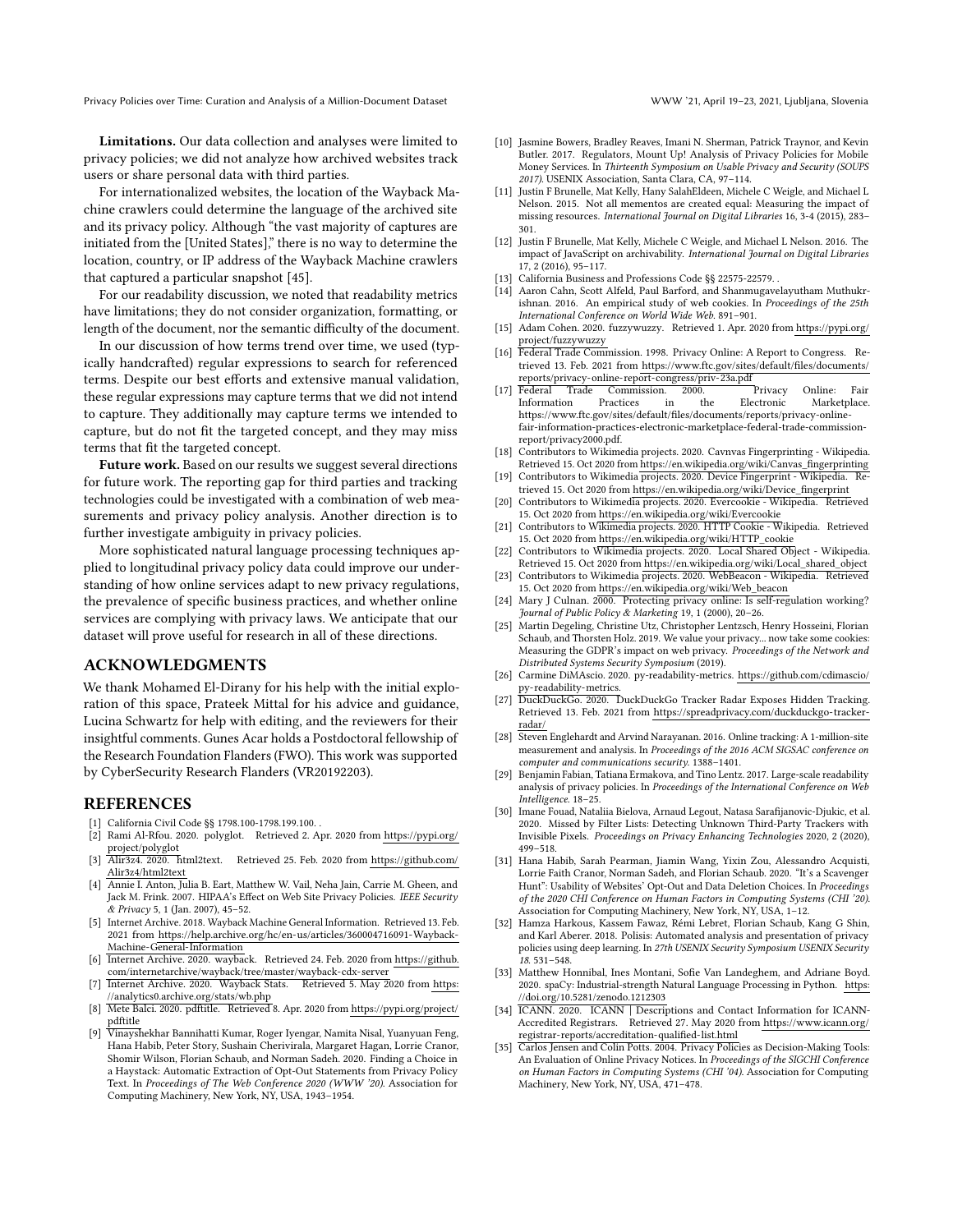**Limitations.** Our data collection and analyses were limited to privacy policies; we did not analyze how archived websites track users or share personal data with third parties.

For internationalized websites, the location of the Wayback Machine crawlers could determine the language of the archived site and its privacy policy. Although "the vast majority of captures are initiated from the [United States]," there is no way to determine the location, country, or IP address of the Wayback Machine crawlers that captured a particular snapshot [45].

For our readability discussion, we noted that readability metrics have limitations; they do not consider organization, formatting, or length of the document, nor the semantic difficulty of the document.

In our discussion of how terms trend over time, we used (typically handcrafted) regular expressions to search for referenced terms. Despite our best efforts and extensive manual validation, these regular expressions may capture terms that we did not intend to capture. They additionally may capture terms we intended to capture, but do not fit the targeted concept, and they may miss terms that fit the targeted concept.

**Future work.** Based on our results we suggest several directions for future work. The reporting gap for third parties and tracking technologies could be investigated with a combination of web measurements and privacy policy analysis. Another direction is to further investigate ambiguity in privacy policies.

More sophisticated natural language processing techniques applied to longitudinal privacy policy data could improve our understanding of how online services adapt to new privacy regulations, the prevalence of specific business practices, and whether online services are complying with privacy laws. We anticipate that our dataset will prove useful for research in all of these directions.

## ACKNOWLEDGMENTS

We thank Mohamed El-Dirany for his help with the initial exploration of this space, Prateek Mittal for his advice and guidance, Lucina Schwartz for help with editing, and the reviewers for their insightful comments. Gunes Acar holds a Postdoctoral fellowship of the Research Foundation Flanders (FWO). This work was supported by CyberSecurity Research Flanders (VR20192203).

## REFERENCES

- [1] California Civil Code §§ 1798.100-1798.199.100. .
- [2] Rami Al-Rfou. 2020. polyglot. Retrieved 2. Apr. 2020 from https://pypi.org/project/polyglot
- [3] Alir3z4. 2020. html2text. Retrieved 25. Feb. 2020 from https://github.com/Alir3z4/html2text
- [4] Annie I. Anton, Julia B. Eart, Matthew W. Vail, Neha Jain, Carrie M. Gheen, and Jack M. Frink. 2007. HIPAA's Effect on Web Site Privacy Policies. *IEEE Security & Privacy* 5, 1 (Jan. 2007), 45–52.
- [5] Internet Archive. 2018. Wayback Machine General Information. Retrieved 13. Feb. 2021 from https://help.archive.org/hc/en-us/articles/360004716091-Wayback-Machine-General-Information
- [6] Internet Archive. 2020. wayback. Retrieved 24. Feb. 2020 from https://github.com/internetarchive/wayback/tree/master/wayback-cdx-server
- [7] Internet Archive. 2020. Wayback Stats. Retrieved 5. May 2020 from https://analytics0.archive.org/stats/wb.php
- [8] Mete Balci. 2020. pdftitle. Retrieved 8. Apr. 2020 from https://pypi.org/project/pdftitle
- [9] Vinayshekhar Bannihatti Kumar, Roger Iyengar, Namita Nisal, Yuanyuan Feng, Hana Habib, Peter Story, Sushain Cherivirala, Margaret Hagan, Lorrie Cranor, Shomir Wilson, Florian Schaub, and Norman Sadeh. 2020. Finding a Choice in a Haystack: Automatic Extraction of Opt-Out Statements from Privacy Policy Text. In *Proceedings of The Web Conference 2020 (WWW '20)*. Association for Computing Machinery, New York, NY, USA, 1943–1954.
- [10] Jasmine Bowers, Bradley Reaves, Imani N. Sherman, Patrick Traynor, and Kevin Butler. 2017. Regulators, Mount Up! Analysis of Privacy Policies for Mobile Money Services. In *Thirteenth Symposium on Usable Privacy and Security (SOUPS 2017)*. USENIX Association, Santa Clara, CA, 97–114.
- [11] Justin F Brunelle, Mat Kelly, Hany SalahEldeen, Michele C Weigle, and Michael L Nelson. 2015. Not all mementos are created equal: Measuring the impact of missing resources. *International Journal on Digital Libraries* 16, 3-4 (2015), 283–301.
- [12] Justin F Brunelle, Mat Kelly, Michele C Weigle, and Michael L Nelson. 2016. The impact of JavaScript on archivability. *International Journal on Digital Libraries* 17, 2 (2016), 95–117.
- [13] California Business and Professions Code §§ 22575-22579. .
- [14] Aaron Cahn, Scott Alfeld, Paul Barford, and Shanmugavelayutham Muthukrishnan. 2016. An empirical study of web cookies. In *Proceedings of the 25th International Conference on World Wide Web*. 891–901.
- [15] Adam Cohen. 2020. fuzzywuzzy. Retrieved 1. Apr. 2020 from https://pypi.org/project/fuzzywuzzy
- [16] Federal Trade Commission. 1998. Privacy Online: A Report to Congress. Retrieved 13. Feb. 2021 from https://www.ftc.gov/sites/default/files/documents/reports/privacy-online-report-congress/priv-23a.pdf
- [17] Federal Trade Commission. 2000. Privacy Online: Fair Information Practices in the Electronic Marketplace. https://www.ftc.gov/sites/default/files/documents/reports/privacy-online-fair-information-practices-electronic-marketplace-federal-trade-commission-report/privacy2000.pdf.
- [18] Contributors to Wikimedia projects. 2020. Cavnvas Fingerprinting - Wikipedia. Retrieved 15. Oct 2020 from https://en.wikipedia.org/wiki/Canvas_fingerprinting
- [19] Contributors to Wikimedia projects. 2020. Device Fingerprint - Wikipedia. Retrieved 15. Oct 2020 from https://en.wikipedia.org/wiki/Device_fingerprint
- [20] Contributors to Wikimedia projects. 2020. Evercookie - Wikipedia. Retrieved 15. Oct 2020 from https://en.wikipedia.org/wiki/Evercookie
- [21] Contributors to Wikimedia projects. 2020. HTTP Cookie - Wikipedia. Retrieved 15. Oct 2020 from https://en.wikipedia.org/wiki/HTTP_cookie
- [22] Contributors to Wikimedia projects. 2020. Local Shared Object - Wikipedia. Retrieved 15. Oct 2020 from https://en.wikipedia.org/wiki/Local_shared_object
- [23] Contributors to Wikimedia projects. 2020. WebBeacon - Wikipedia. Retrieved 15. Oct 2020 from https://en.wikipedia.org/wiki/Web_beacon
- [24] Mary J Culnan. 2000. Protecting privacy online: Is self-regulation working? *Journal of Public Policy & Marketing* 19, 1 (2000), 20–26.
- [25] Martin Degeling, Christine Utz, Christopher Lentzsch, Henry Hosseini, Florian Schaub, and Thorsten Holz. 2019. We value your privacy... now take some cookies: Measuring the GDPR's impact on web privacy. *Proceedings of the Network and Distributed Systems Security Symposium* (2019).
- [26] Carmine DiMAscio. 2020. py-readability-metrics. https://github.com/cdimascio/py-readability-metrics.
- [27] DuckDuckGo. 2020. DuckDuckGo Tracker Radar Exposes Hidden Tracking. Retrieved 13. Feb. 2021 from https://spreadprivacy.com/duckduckgo-tracker-radar/
- [28] Steven Englehardt and Arvind Narayanan. 2016. Online tracking: A 1-million-site measurement and analysis. In *Proceedings of the 2016 ACM SIGSAC conference on computer and communications security*. 1388–1401.
- [29] Benjamin Fabian, Tatiana Ermakova, and Tino Lentz. 2017. Large-scale readability analysis of privacy policies. In *Proceedings of the International Conference on Web Intelligence*. 18–25.
- [30] Imane Fouad, Nataliia Bielova, Arnaud Legout, Natasa Sarafijanovic-Djukic, et al. 2020. Missed by Filter Lists: Detecting Unknown Third-Party Trackers with Invisible Pixels. *Proceedings on Privacy Enhancing Technologies* 2020, 2 (2020), 499–518.
- [31] Hana Habib, Sarah Pearman, Jiamin Wang, Yixin Zou, Alessandro Acquisti, Lorrie Faith Cranor, Norman Sadeh, and Florian Schaub. 2020. "It's a Scavenger Hunt": Usability of Websites' Opt-Out and Data Deletion Choices. In *Proceedings of the 2020 CHI Conference on Human Factors in Computing Systems (CHI '20)*. Association for Computing Machinery, New York, NY, USA, 1–12.
- [32] Hamza Harkous, Kassem Fawaz, Rémi Lebret, Florian Schaub, Kang G Shin, and Karl Aberer. 2018. Polisis: Automated analysis and presentation of privacy policies using deep learning. In *27th USENIX Security Symposium USENIX Security 18*. 531–548.
- [33] Matthew Honnibal, Ines Montani, Sofie Van Landeghem, and Adriane Boyd. 2020. spaCy: Industrial-strength Natural Language Processing in Python. https://doi.org/10.5281/zenodo.1212303
- [34] ICANN. 2020. ICANN | Descriptions and Contact Information for ICANN-Accredited Registrars. Retrieved 27. May 2020 from https://www.icann.org/registrar-reports/accreditation-qualified-list.html
- [35] Carlos Jensen and Colin Potts. 2004. Privacy Policies as Decision-Making Tools: An Evaluation of Online Privacy Notices. In *Proceedings of the SIGCHI Conference on Human Factors in Computing Systems (CHI '04)*. Association for Computing Machinery, New York, NY, USA, 471–478.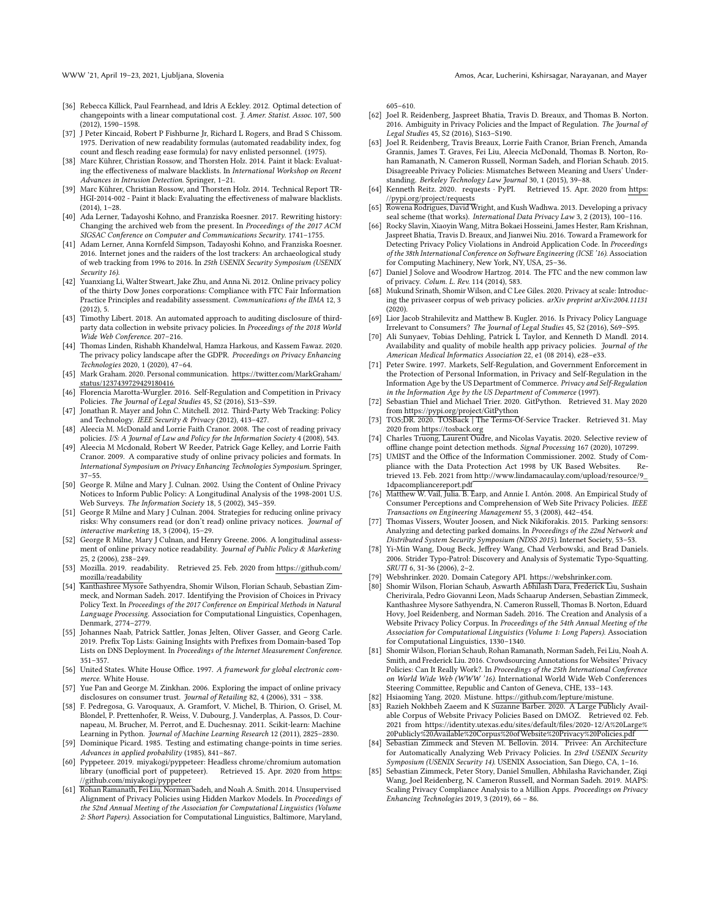[36] Rebecca Killick, Paul Fearnhead, and Idris A Eckley. 2012. Optimal detection of changepoints with a linear computational cost. *J. Amer. Statist. Assoc.* 107, 500 (2012), 1590–1598.

[37] J Peter Kincaid, Robert P Fishburne Jr, Richard L Rogers, and Brad S Chissom. 1975. Derivation of new readability formulas (automated readability index, fog count and flesch reading ease formula) for navy enlisted personnel. (1975).

[38] Marc Kührer, Christian Rossow, and Thorsten Holz. 2014. Paint it black: Evaluating the effectiveness of malware blacklists. In *International Workshop on Recent Advances in Intrusion Detection*. Springer, 1–21.

[39] Marc Kührer, Christian Rossow, and Thorsten Holz. 2014. Technical Report TR-HGI-2014-002 - Paint it black: Evaluating the effectiveness of malware blacklists. (2014), 1–28.

[40] Ada Lerner, Tadayoshi Kohno, and Franziska Roesner. 2017. Rewriting history: Changing the archived web from the present. In *Proceedings of the 2017 ACM SIGSAC Conference on Computer and Communications Security*. 1741–1755.

[41] Adam Lerner, Anna Kornfeld Simpson, Tadayoshi Kohno, and Franziska Roesner. 2016. Internet jones and the raiders of the lost trackers: An archaeological study of web tracking from 1996 to 2016. In *25th USENIX Security Symposium (USENIX Security 16)*.

[42] Yuanxiang Li, Walter Stweart, Jake Zhu, and Anna Ni. 2012. Online privacy policy of the thirty Dow Jones corporations: Compliance with FTC Fair Information Practice Principles and readability assessment. *Communications of the IIMA* 12, 3 (2012), 5.

[43] Timothy Libert. 2018. An automated approach to auditing disclosure of third-party data collection in website privacy policies. In *Proceedings of the 2018 World Wide Web Conference*. 207–216.

[44] Thomas Linden, Rishabh Khandelwal, Hamza Harkous, and Kassem Fawaz. 2020. The privacy policy landscape after the GDPR. *Proceedings on Privacy Enhancing Technologies* 2020, 1 (2020), 47–64.

[45] Mark Graham. 2020. Personal communication. https://twitter.com/MarkGraham/status/1237439729429180416

[46] Florencia Marotta-Wurgler. 2016. Self-Regulation and Competition in Privacy Policies. *The Journal of Legal Studies* 45, S2 (2016), S13–S39.

[47] Jonathan R. Mayer and John C. Mitchell. 2012. Third-Party Web Tracking: Policy and Technology. *IEEE Security & Privacy* (2012), 413–427.

[48] Aleecia M. McDonald and Lorrie Faith Cranor. 2008. The cost of reading privacy policies. *I/S: A Journal of Law and Policy for the Information Society* 4 (2008), 543.

[49] Aleecia M Mcdonald, Robert W Reeder, Patrick Gage Kelley, and Lorrie Faith Cranor. 2009. A comparative study of online privacy policies and formats. In *International Symposium on Privacy Enhancing Technologies Symposium*. Springer, 37–55.

[50] George R. Milne and Mary J. Culnan. 2002. Using the Content of Online Privacy Notices to Inform Public Policy: A Longitudinal Analysis of the 1998-2001 U.S. Web Surveys. *The Information Society* 18, 5 (2002), 345–359.

[51] George R Milne and Mary J Culnan. 2004. Strategies for reducing online privacy risks: Why consumers read (or don't read) online privacy notices. *Journal of interactive marketing* 18, 3 (2004), 15–29.

[52] George R Milne, Mary J Culnan, and Henry Greene. 2006. A longitudinal assessment of online privacy notice readability. *Journal of Public Policy & Marketing* 25, 2 (2006), 238–249.

[53] Mozilla. 2019. readability. Retrieved 25. Feb. 2020 from https://github.com/mozilla/readability

[54] Kanthashree Mysore Sathyendra, Shomir Wilson, Florian Schaub, Sebastian Zimmeck, and Norman Sadeh. 2017. Identifying the Provision of Choices in Privacy Policy Text. In *Proceedings of the 2017 Conference on Empirical Methods in Natural Language Processing*. Association for Computational Linguistics, Copenhagen, Denmark, 2774–2779.

[55] Johannes Naab, Patrick Sattler, Jonas Jelten, Oliver Gasser, and Georg Carle. 2019. Prefix Top Lists: Gaining Insights with Prefixes from Domain-based Top Lists on DNS Deployment. In *Proceedings of the Internet Measurement Conference*. 351–357.

[56] United States. White House Office. 1997. *A framework for global electronic commerce*. White House.

[57] Yue Pan and George M. Zinkhan. 2006. Exploring the impact of online privacy disclosures on consumer trust. *Journal of Retailing* 82, 4 (2006), 331 – 338.

[58] F. Pedregosa, G. Varoquaux, A. Gramfort, V. Michel, B. Thirion, O. Grisel, M. Blondel, P. Prettenhofer, R. Weiss, V. Dubourg, J. Vanderplas, A. Passos, D. Cournapeau, M. Brucher, M. Perrot, and E. Duchesnay. 2011. Scikit-learn: Machine Learning in Python. *Journal of Machine Learning Research* 12 (2011), 2825–2830.

[59] Dominique Picard. 1985. Testing and estimating change-points in time series. *Advances in applied probability* (1985), 841–867.

[60] Pyppeteer. 2019. miyakogi/pyppeteer: Headless chrome/chromium automation library (unofficial port of puppeteer). Retrieved 15. Apr. 2020 from https://github.com/miyakogi/pyppeteer

[61] Rohan Ramanath, Fei Liu, Norman Sadeh, and Noah A. Smith. 2014. Unsupervised Alignment of Privacy Policies using Hidden Markov Models. In *Proceedings of the 52nd Annual Meeting of the Association for Computational Linguistics (Volume 2: Short Papers)*. Association for Computational Linguistics, Baltimore, Maryland, 605–610.

[62] Joel R. Reidenberg, Jaspreet Bhatia, Travis D. Breaux, and Thomas B. Norton. 2016. Ambiguity in Privacy Policies and the Impact of Regulation. *The Journal of Legal Studies* 45, S2 (2016), S163–S190.

[63] Joel R. Reidenberg, Travis Breaux, Lorrie Faith Cranor, Brian French, Amanda Grannis, James T. Graves, Fei Liu, Aleecia McDonald, Thomas B. Norton, Rohan Ramanath, N. Cameron Russell, Norman Sadeh, and Florian Schaub. 2015. Disagreeable Privacy Policies: Mismatches Between Meaning and Users' Understanding. *Berkeley Technology Law Journal* 30, 1 (2015), 39–88.

[64] Kenneth Reitz. 2020. requests · PyPI. Retrieved 15. Apr. 2020 from https://pypi.org/project/requests

[65] Rowena Rodrigues, David Wright, and Kush Wadhwa. 2013. Developing a privacy seal scheme (that works). *International Data Privacy Law* 3, 2 (2013), 100–116.

[66] Rocky Slavin, Xiaoyin Wang, Mitra Bokaei Hosseini, James Hester, Ram Krishnan, Jaspreet Bhatia, Travis D. Breaux, and Jianwei Niu. 2016. Toward a Framework for Detecting Privacy Policy Violations in Android Application Code. In *Proceedings of the 38th International Conference on Software Engineering (ICSE '16)*. Association for Computing Machinery, New York, NY, USA, 25–36.

[67] Daniel J Solove and Woodrow Hartzog. 2014. The FTC and the new common law of privacy. *Colum. L. Rev.* 114 (2014), 583.

[68] Mukund Srinath, Shomir Wilson, and C Lee Giles. 2020. Privacy at scale: Introducing the privaseer corpus of web privacy policies. *arXiv preprint arXiv:2004.11131* (2020).

[69] Lior Jacob Strahilevitz and Matthew B. Kugler. 2016. Is Privacy Policy Language Irrelevant to Consumers? *The Journal of Legal Studies* 45, S2 (2016), S69–S95.

[70] Ali Sunyaev, Tobias Dehling, Patrick L Taylor, and Kenneth D Mandl. 2014. Availability and quality of mobile health app privacy policies. *Journal of the American Medical Informatics Association* 22, e1 (08 2014), e28–e33.

[71] Peter Swire. 1997. Markets, Self-Regulation, and Government Enforcement in the Protection of Personal Information, in Privacy and Self-Regulation in the Information Age by the US Department of Commerce. *Privacy and Self-Regulation in the Information Age by the US Department of Commerce* (1997).

[72] Sebastian Thiel and Michael Trier. 2020. GitPython. Retrieved 31. May 2020 from https://pypi.org/project/GitPython

[73] TOS;DR. 2020. TOSBack | The Terms-Of-Service Tracker. Retrieved 31. May 2020 from https://tosback.org

[74] Charles Truong, Laurent Oudre, and Nicolas Vayatis. 2020. Selective review of offline change point detection methods. *Signal Processing* 167 (2020), 107299.

[75] UMIST and the Office of the Information Commissioner. 2002. Study of Compliance with the Data Protection Act 1998 by UK Based Websites. Retrieved 13. Feb. 2021 from http://www.lindamacaulay.com/upload/resource/9_1dpacompliancereport.pdf

[76] Matthew W. Vail, Julia. B. Earp, and Annie I. Antón. 2008. An Empirical Study of Consumer Perceptions and Comprehension of Web Site Privacy Policies. *IEEE Transactions on Engineering Management* 55, 3 (2008), 442–454.

[77] Thomas Vissers, Wouter Joosen, and Nick Nikiforakis. 2015. Parking sensors: Analyzing and detecting parked domains. In *Proceedings of the 22nd Network and Distributed System Security Symposium (NDSS 2015)*. Internet Society, 53–53.

[78] Yi-Min Wang, Doug Beck, Jeffrey Wang, Chad Verbowski, and Brad Daniels. 2006. Strider Typo-Patrol: Discovery and Analysis of Systematic Typo-Squatting. *SRUTI* 6, 31-36 (2006), 2–2.

[79] Webshrinker. 2020. Domain Category API. https://webshrinker.com.

[80] Shomir Wilson, Florian Schaub, Aswarth Abhilash Dara, Frederick Liu, Sushain Cherivirala, Pedro Giovanni Leon, Mads Schaarup Andersen, Sebastian Zimmeck, Kanthashree Mysore Sathyendra, N. Cameron Russell, Thomas B. Norton, Eduard Hovy, Joel Reidenberg, and Norman Sadeh. 2016. The Creation and Analysis of a Website Privacy Policy Corpus. In *Proceedings of the 54th Annual Meeting of the Association for Computational Linguistics (Volume 1: Long Papers)*. Association for Computational Linguistics, 1330–1340.

[81] Shomir Wilson, Florian Schaub, Rohan Ramanath, Norman Sadeh, Fei Liu, Noah A. Smith, and Frederick Liu. 2016. Crowdsourcing Annotations for Websites' Privacy Policies: Can It Really Work?. In *Proceedings of the 25th International Conference on World Wide Web (WWW '16)*. International World Wide Web Conferences Steering Committee, Republic and Canton of Geneva, CHE, 133–143.

[82] Hsiaoming Yang. 2020. Mistune. https://github.com/lepture/mistune.

[83] Razieh Nokhbeh Zaeem and K Suzanne Barber. 2020. A Large Publicly Available Corpus of Website Privacy Policies Based on DMOZ. Retrieved 02. Feb. 2021 from https://identity.utexas.edu/sites/default/files/2020-12/A%20Large%20Publicly%20Available%20Corpus%20of%20Website%20Privacy%20Policies.pdf

[84] Sebastian Zimmeck and Steven M. Bellovin. 2014. Privee: An Architecture for Automatically Analyzing Web Privacy Policies. In *23rd USENIX Security Symposium (USENIX Security 14)*. USENIX Association, San Diego, CA, 1–16.

[85] Sebastian Zimmeck, Peter Story, Daniel Smullen, Abhilasha Ravichander, Ziqi Wang, Joel Reidenberg, N. Cameron Russell, and Norman Sadeh. 2019. MAPS: Scaling Privacy Compliance Analysis to a Million Apps. *Proceedings on Privacy Enhancing Technologies* 2019, 3 (2019), 66 – 86.